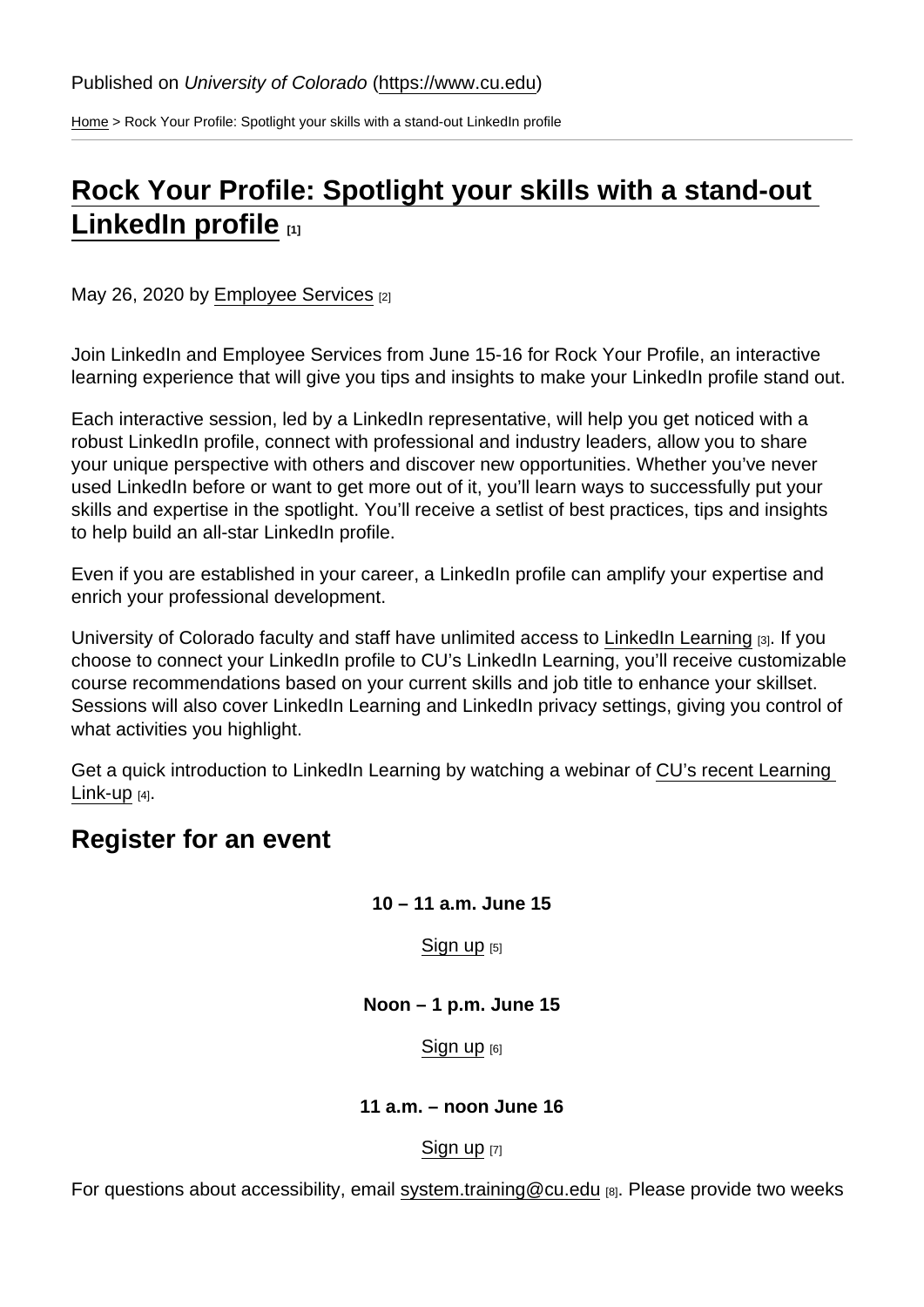Published on *University of Colorado* (https://www.cu.edu)

Home > Rock Your Profile: Spotlight your skills with a stand-out LinkedIn profile

# Rock Your Profile: Spotlight your skills with a stand-out LinkedIn profile [1]

May 26, 2020 by Employee Services [2]

Join LinkedIn and Employee Services from June 15-16 for Rock Your Profile, an interactive learning experience that will give you tips and insights to make your LinkedIn profile stand out.

Each interactive session, led by a LinkedIn representative, will help you get noticed with a robust LinkedIn profile, connect with professional and industry leaders, allow you to share your unique perspective with others and discover new opportunities. Whether you've never used LinkedIn before or want to get more out of it, you'll learn ways to successfully put your skills and expertise in the spotlight. You'll receive a setlist of best practices, tips and insights to help build an all-star LinkedIn profile.

Even if you are established in your career, a LinkedIn profile can amplify your expertise and enrich your professional development.

University of Colorado faculty and staff have unlimited access to LinkedIn Learning [3]. If you choose to connect your LinkedIn profile to CU's LinkedIn Learning, you'll receive customizable course recommendations based on your current skills and job title to enhance your skillset. Sessions will also cover LinkedIn Learning and LinkedIn privacy settings, giving you control of what activities you highlight.

Get a quick introduction to LinkedIn Learning by watching a webinar of CU's recent Learning Link-up [4].

## Register for an event

**10 – 11 a.m. June 15**

Sign up [5]

**Noon – 1 p.m. June 15**

Sign up [6]

**11 a.m. – noon June 16**

Sign up [7]

For questions about accessibility, email system.training@cu.edu [8]. Please provide two weeks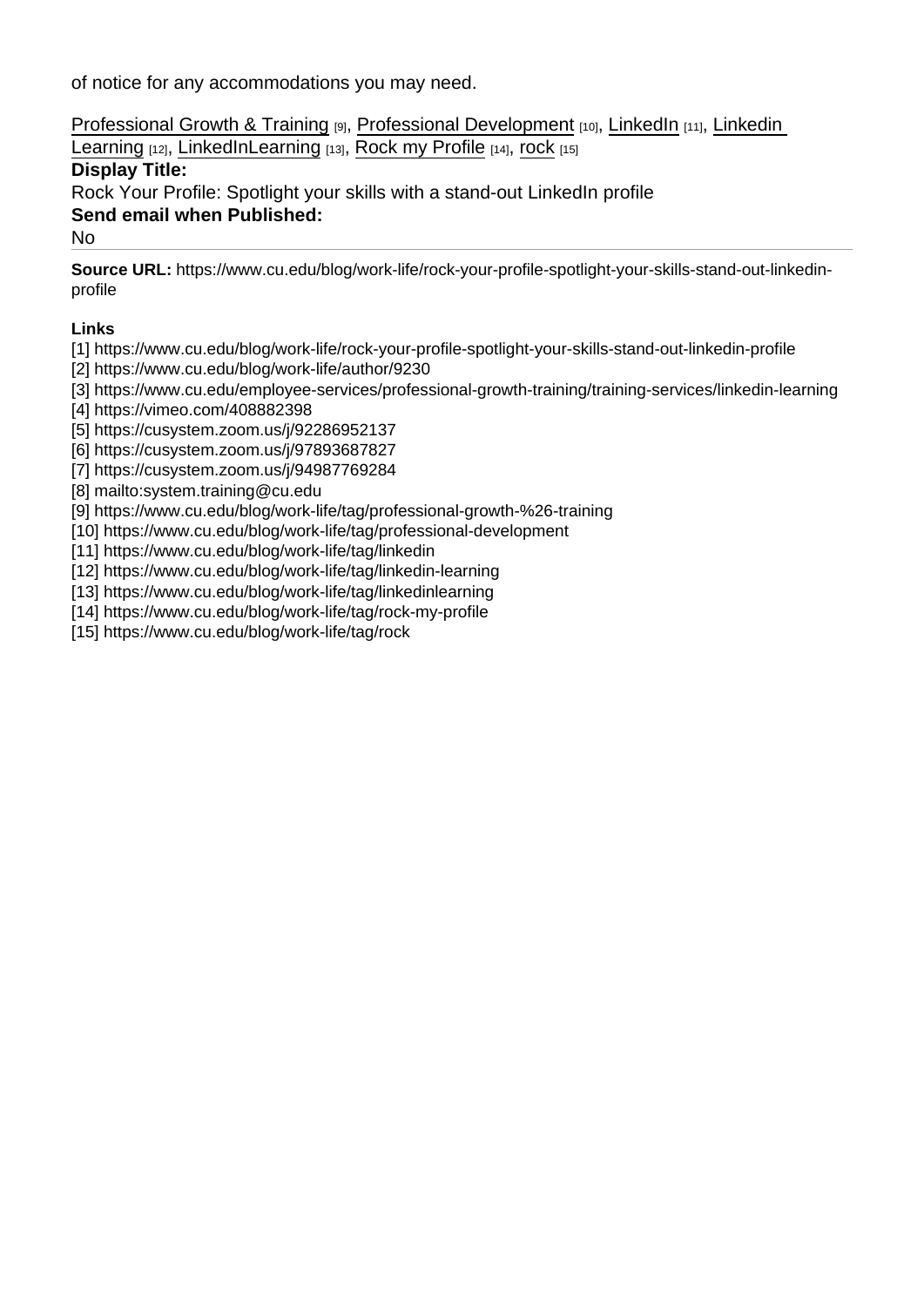of notice for any accommodations you may need.

Professional Growth & Training [9], Professional Development [10], LinkedIn [11], Linkedin Learning [12], LinkedInLearning [13], Rock my Profile [14], rock [15]

**Display Title:**

Rock Your Profile: Spotlight your skills with a stand-out LinkedIn profile

**Send email when Published:**

No

---

**Source URL:** https://www.cu.edu/blog/work-life/rock-your-profile-spotlight-your-skills-stand-out-linkedin-profile

**Links**

[1] https://www.cu.edu/blog/work-life/rock-your-profile-spotlight-your-skills-stand-out-linkedin-profile
[2] https://www.cu.edu/blog/work-life/author/9230
[3] https://www.cu.edu/employee-services/professional-growth-training/training-services/linkedin-learning
[4] https://vimeo.com/408882398
[5] https://cusystem.zoom.us/j/92286952137
[6] https://cusystem.zoom.us/j/97893687827
[7] https://cusystem.zoom.us/j/94987769284
[8] mailto:system.training@cu.edu
[9] https://www.cu.edu/blog/work-life/tag/professional-growth-%26-training
[10] https://www.cu.edu/blog/work-life/tag/professional-development
[11] https://www.cu.edu/blog/work-life/tag/linkedin
[12] https://www.cu.edu/blog/work-life/tag/linkedin-learning
[13] https://www.cu.edu/blog/work-life/tag/linkedinlearning
[14] https://www.cu.edu/blog/work-life/tag/rock-my-profile
[15] https://www.cu.edu/blog/work-life/tag/rock